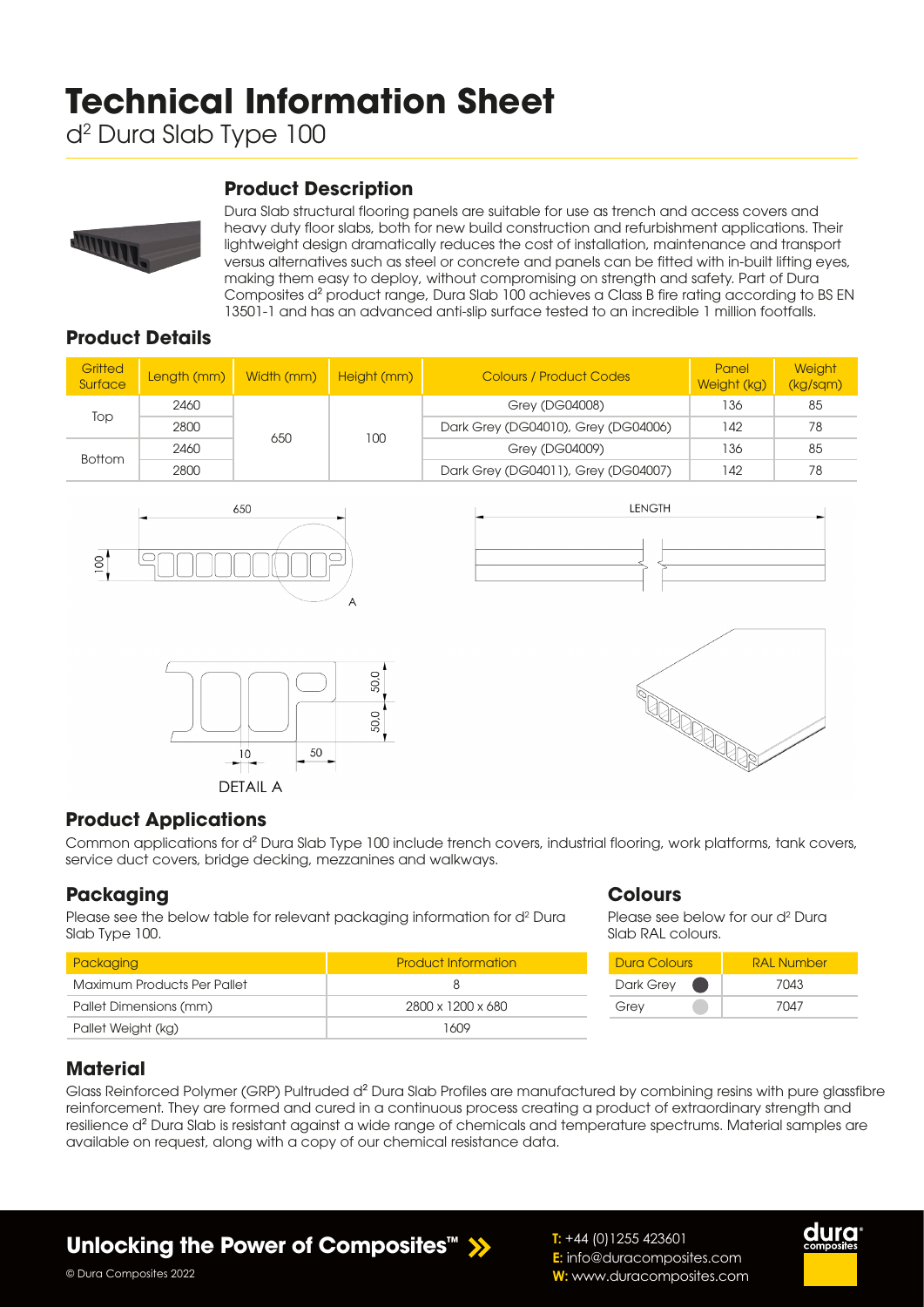# Technical Information Sheet

d² Dura Slab Type 100

## Product Description

Dura Slab structural flooring panels are suitable for use as trench and access covers and heavy duty floor slabs, both for new build construction and refurbishment applications. Their lightweight design dramatically reduces the cost of installation, maintenance and transport versus alternatives such as steel or concrete and panels can be fitted with in-built lifting eyes, making them easy to deploy, without compromising on strength and safety. Part of Dura Composites d² product range, Dura Slab 100 achieves a Class B fire rating according to BS EN 13501-1 and has an advanced anti-slip surface tested to an incredible 1 million footfalls.

## Product Details

| Gritted Surface | Length (mm) | Width (mm) | Height (mm) | Colours / Product Codes | Panel Weight (kg) | Weight (kg/sqm) |
|---|---|---|---|---|---|---|
| Top | 2460 | 650 | 100 | Grey (DG04008) | 136 | 85 |
| | 2800 | | | Dark Grey (DG04010), Grey (DG04006) | 142 | 78 |
| Bottom | 2460 | | | Grey (DG04009) | 136 | 85 |
| | 2800 | | | Dark Grey (DG04011), Grey (DG04007) | 142 | 78 |

650

100

A

LENGTH

50.0

50.0

10

50

DETAIL A

## Product Applications

Common applications for d² Dura Slab Type 100 include trench covers, industrial flooring, work platforms, tank covers, service duct covers, bridge decking, mezzanines and walkways.

## Packaging

Please see the below table for relevant packaging information for d² Dura Slab Type 100.

| Packaging | Product Information |
|---|---|
| Maximum Products Per Pallet | 8 |
| Pallet Dimensions (mm) | 2800 x 1200 x 680 |
| Pallet Weight (kg) | 1609 |

## Colours

Please see below for our d² Dura Slab RAL colours.

| Dura Colours | RAL Number |
|---|---|
| Dark Grey | 7043 |
| Grey | 7047 |

## Material

Glass Reinforced Polymer (GRP) Pultruded d² Dura Slab Profiles are manufactured by combining resins with pure glassfibre reinforcement. They are formed and cured in a continuous process creating a product of extraordinary strength and resilience d² Dura Slab is resistant against a wide range of chemicals and temperature spectrums. Material samples are available on request, along with a copy of our chemical resistance data.

**Unlocking the Power of Composites™**

T: +44 (0)1255 423601
E: info@duracomposites.com
W: www.duracomposites.com

© Dura Composites 2022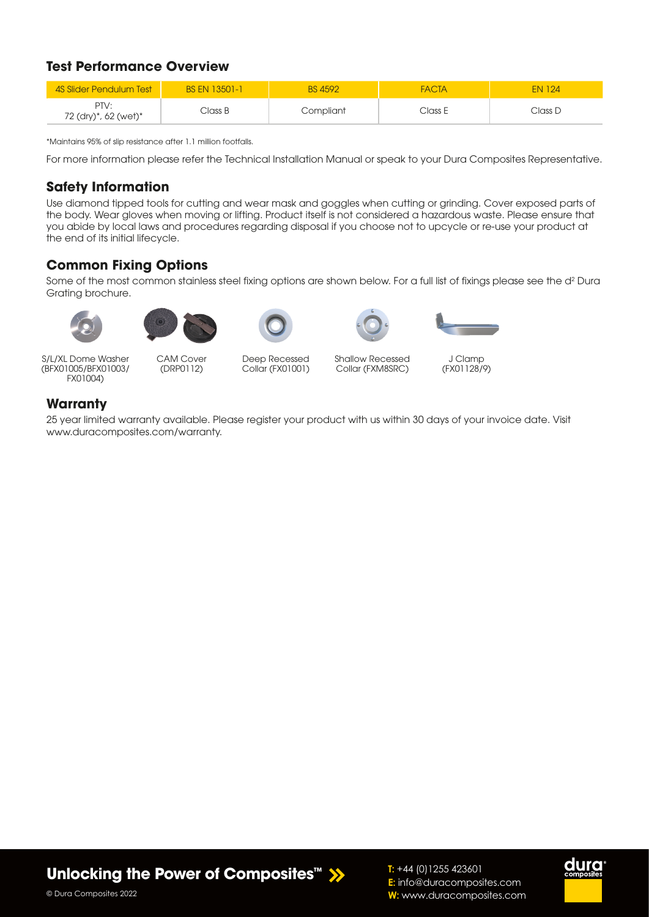## Test Performance Overview

| 4S Slider Pendulum Test | BS EN 13501-1 | BS 4592 | FACTA | EN 124 |
|---|---|---|---|---|
| PTV: 72 (dry)*, 62 (wet)* | Class B | Compliant | Class E | Class D |

*Maintains 95% of slip resistance after 1.1 million footfalls.

For more information please refer the Technical Installation Manual or speak to your Dura Composites Representative.

## Safety Information

Use diamond tipped tools for cutting and wear mask and goggles when cutting or grinding. Cover exposed parts of the body. Wear gloves when moving or lifting. Product itself is not considered a hazardous waste. Please ensure that you abide by local laws and procedures regarding disposal if you choose not to upcycle or re-use your product at the end of its initial lifecycle.

## Common Fixing Options

Some of the most common stainless steel fixing options are shown below. For a full list of fixings please see the d² Dura Grating brochure.

S/L/XL Dome Washer (BFX01005/BFX01003/ FX01004)

CAM Cover (DRP0112)

Deep Recessed Collar (FX01001)

Shallow Recessed Collar (FXM8SRC)

J Clamp (FX01128/9)

## Warranty

25 year limited warranty available. Please register your product with us within 30 days of your invoice date. Visit www.duracomposites.com/warranty.

**Unlocking the Power of Composites™**

© Dura Composites 2022

T: +44 (0)1255 423601
E: info@duracomposites.com
W: www.duracomposites.com